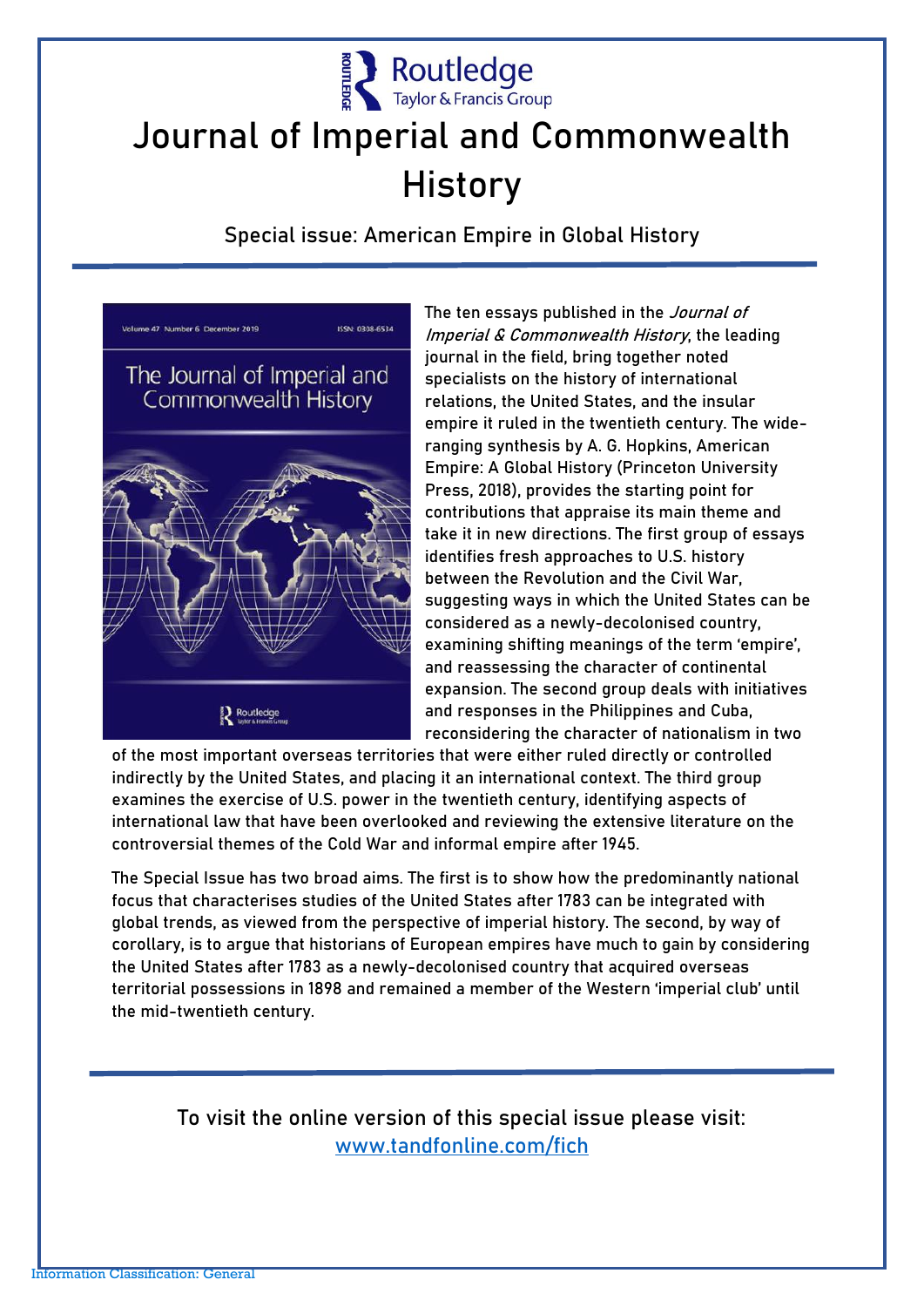Routledge
Taylor & Francis Group

# Journal of Imperial and Commonwealth History

## Special issue: American Empire in Global History

The ten essays published in the *Journal of Imperial & Commonwealth History*, the leading journal in the field, bring together noted specialists on the history of international relations, the United States, and the insular empire it ruled in the twentieth century. The wide-ranging synthesis by A. G. Hopkins, American Empire: A Global History (Princeton University Press, 2018), provides the starting point for contributions that appraise its main theme and take it in new directions. The first group of essays identifies fresh approaches to U.S. history between the Revolution and the Civil War, suggesting ways in which the United States can be considered as a newly-decolonised country, examining shifting meanings of the term 'empire', and reassessing the character of continental expansion. The second group deals with initiatives and responses in the Philippines and Cuba, reconsidering the character of nationalism in two of the most important overseas territories that were either ruled directly or controlled indirectly by the United States, and placing it an international context. The third group examines the exercise of U.S. power in the twentieth century, identifying aspects of international law that have been overlooked and reviewing the extensive literature on the controversial themes of the Cold War and informal empire after 1945.

The Special Issue has two broad aims. The first is to show how the predominantly national focus that characterises studies of the United States after 1783 can be integrated with global trends, as viewed from the perspective of imperial history. The second, by way of corollary, is to argue that historians of European empires have much to gain by considering the United States after 1783 as a newly-decolonised country that acquired overseas territorial possessions in 1898 and remained a member of the Western 'imperial club' until the mid-twentieth century.

To visit the online version of this special issue please visit:
[www.tandfonline.com/fich](www.tandfonline.com/fich)

Information Classification: General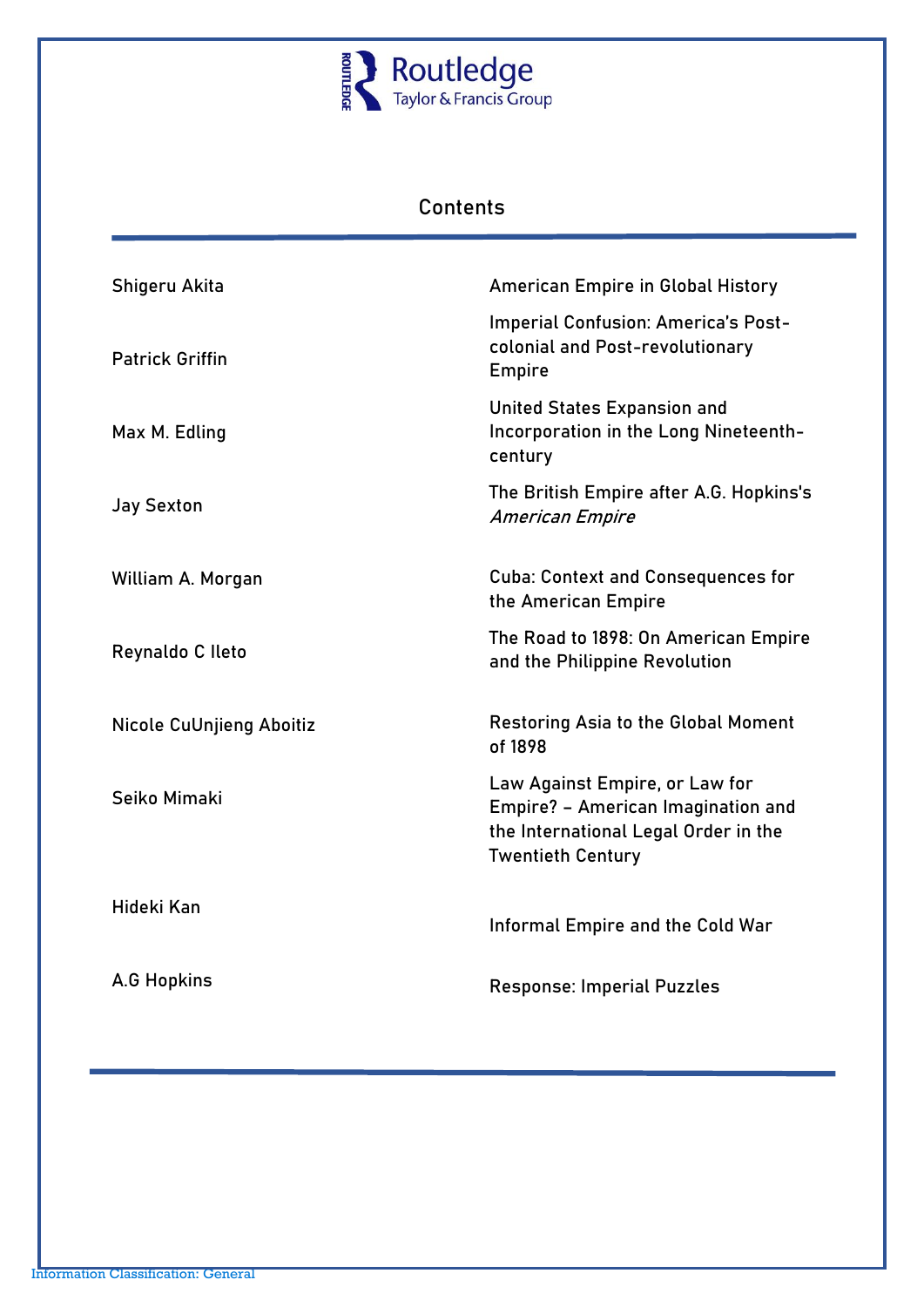Routledge
Taylor & Francis Group

## Contents

| | |
|---|---|
| Shigeru Akita | American Empire in Global History |
| Patrick Griffin | Imperial Confusion: America's Post-colonial and Post-revolutionary Empire |
| Max M. Edling | United States Expansion and Incorporation in the Long Nineteenth-century |
| Jay Sexton | The British Empire after A.G. Hopkins's *American Empire* |
| William A. Morgan | Cuba: Context and Consequences for the American Empire |
| Reynaldo C Ileto | The Road to 1898: On American Empire and the Philippine Revolution |
| Nicole CuUnjieng Aboitiz | Restoring Asia to the Global Moment of 1898 |
| Seiko Mimaki | Law Against Empire, or Law for Empire? – American Imagination and the International Legal Order in the Twentieth Century |
| Hideki Kan | Informal Empire and the Cold War |
| A.G Hopkins | Response: Imperial Puzzles |

Information Classification: General